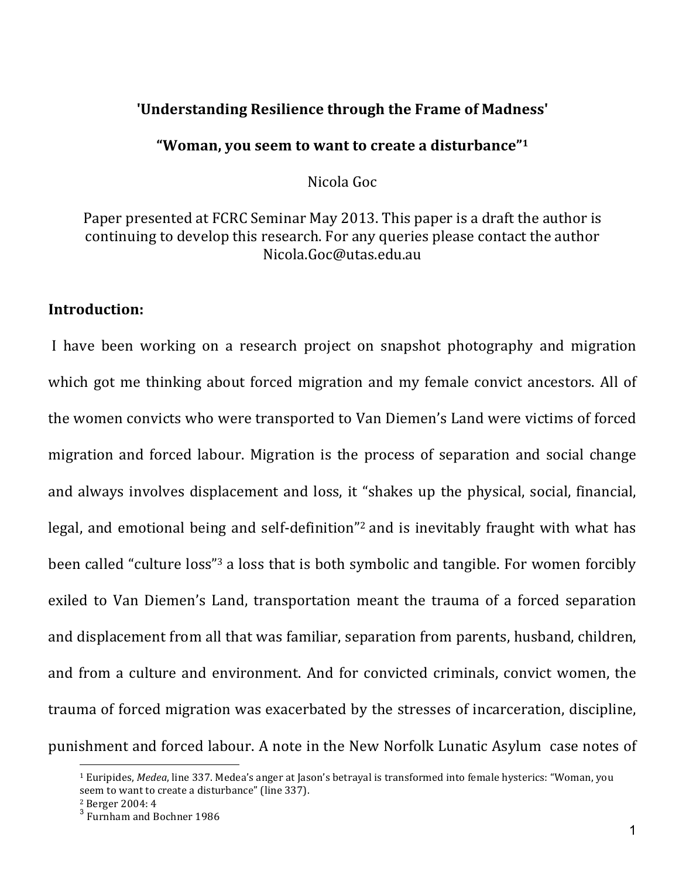**'Understanding Resilience through the Frame of Madness'**

**"Woman, you seem to want to create a disturbance"[1]**

Nicola Goc

Paper presented at FCRC Seminar May 2013. This paper is a draft the author is continuing to develop this research. For any queries please contact the author Nicola.Goc@utas.edu.au

## Introduction:

I have been working on a research project on snapshot photography and migration which got me thinking about forced migration and my female convict ancestors. All of the women convicts who were transported to Van Diemen's Land were victims of forced migration and forced labour. Migration is the process of separation and social change and always involves displacement and loss, it "shakes up the physical, social, financial, legal, and emotional being and self-definition"[2] and is inevitably fraught with what has been called "culture loss"[3] a loss that is both symbolic and tangible. For women forcibly exiled to Van Diemen's Land, transportation meant the trauma of a forced separation and displacement from all that was familiar, separation from parents, husband, children, and from a culture and environment. And for convicted criminals, convict women, the trauma of forced migration was exacerbated by the stresses of incarceration, discipline, punishment and forced labour. A note in the New Norfolk Lunatic Asylum case notes of

---

[1] Euripides, *Medea*, line 337. Medea's anger at Jason's betrayal is transformed into female hysterics: "Woman, you seem to want to create a disturbance" (line 337).

[2] Berger 2004: 4

[3] Furnham and Bochner 1986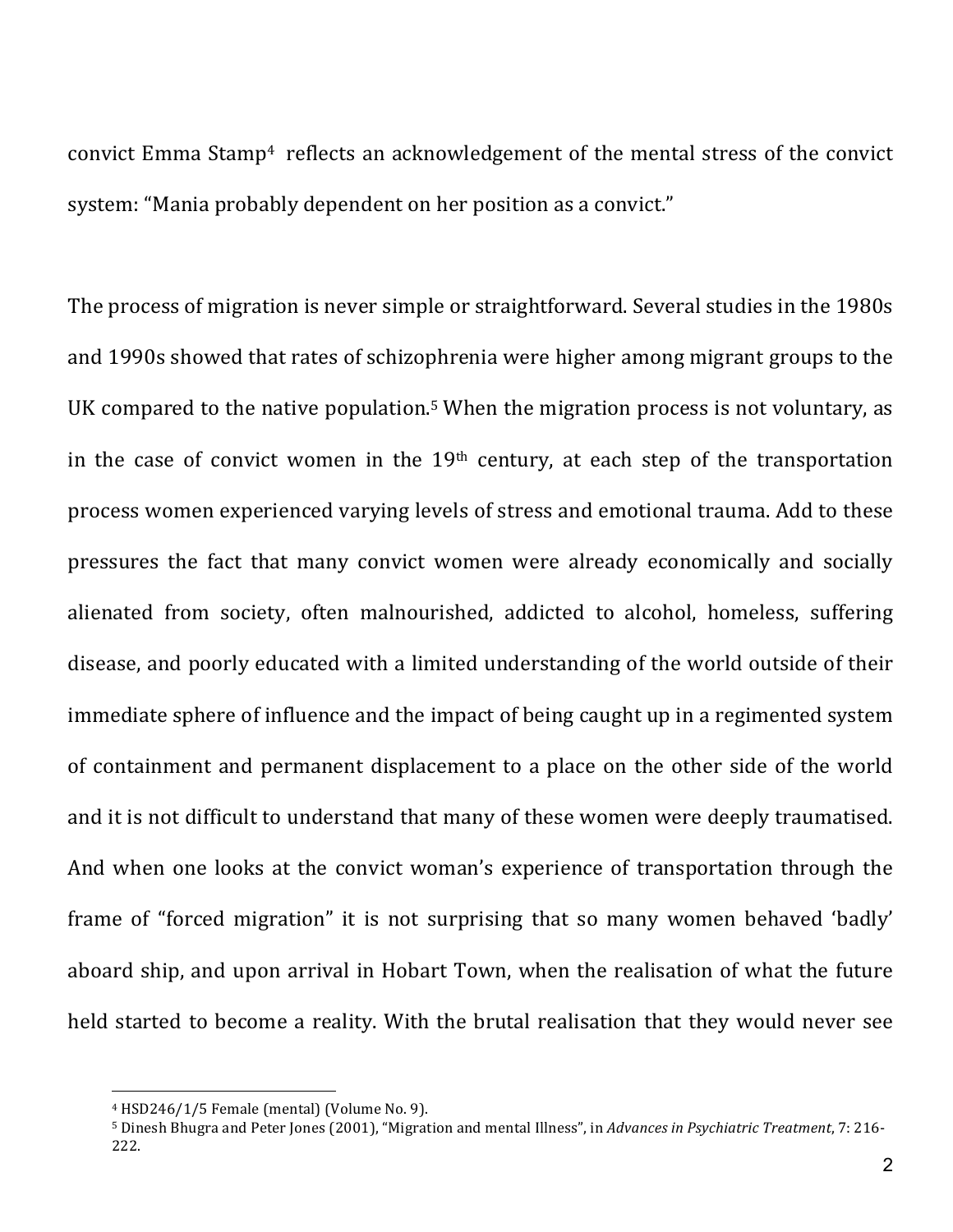convict Emma Stamp[4] reflects an acknowledgement of the mental stress of the convict system: "Mania probably dependent on her position as a convict."

The process of migration is never simple or straightforward. Several studies in the 1980s and 1990s showed that rates of schizophrenia were higher among migrant groups to the UK compared to the native population.[5] When the migration process is not voluntary, as in the case of convict women in the 19th century, at each step of the transportation process women experienced varying levels of stress and emotional trauma. Add to these pressures the fact that many convict women were already economically and socially alienated from society, often malnourished, addicted to alcohol, homeless, suffering disease, and poorly educated with a limited understanding of the world outside of their immediate sphere of influence and the impact of being caught up in a regimented system of containment and permanent displacement to a place on the other side of the world and it is not difficult to understand that many of these women were deeply traumatised. And when one looks at the convict woman's experience of transportation through the frame of "forced migration" it is not surprising that so many women behaved 'badly' aboard ship, and upon arrival in Hobart Town, when the realisation of what the future held started to become a reality. With the brutal realisation that they would never see

---

[4] HSD246/1/5 Female (mental) (Volume No. 9).

[5] Dinesh Bhugra and Peter Jones (2001), "Migration and mental Illness", in *Advances in Psychiatric Treatment*, 7: 216-222.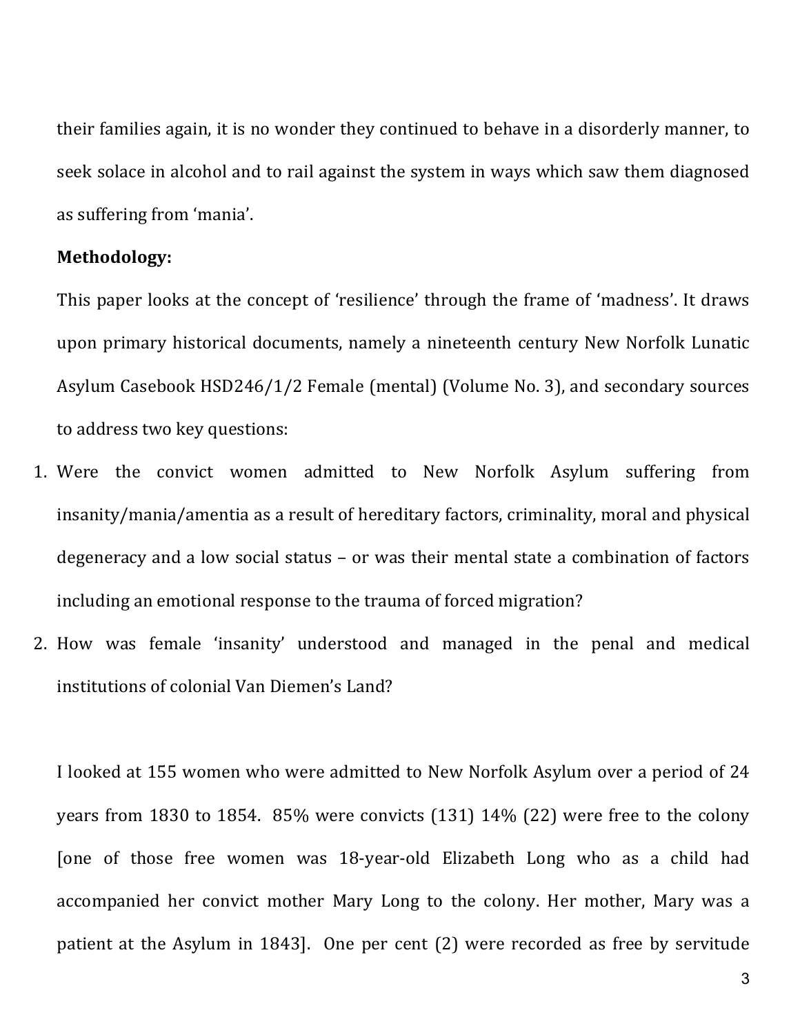their families again, it is no wonder they continued to behave in a disorderly manner, to seek solace in alcohol and to rail against the system in ways which saw them diagnosed as suffering from 'mania'.

**Methodology:**

This paper looks at the concept of 'resilience' through the frame of 'madness'. It draws upon primary historical documents, namely a nineteenth century New Norfolk Lunatic Asylum Casebook HSD246/1/2 Female (mental) (Volume No. 3), and secondary sources to address two key questions:

1. Were the convict women admitted to New Norfolk Asylum suffering from insanity/mania/amentia as a result of hereditary factors, criminality, moral and physical degeneracy and a low social status – or was their mental state a combination of factors including an emotional response to the trauma of forced migration?
2. How was female 'insanity' understood and managed in the penal and medical institutions of colonial Van Diemen's Land?

I looked at 155 women who were admitted to New Norfolk Asylum over a period of 24 years from 1830 to 1854. 85% were convicts (131) 14% (22) were free to the colony [one of those free women was 18-year-old Elizabeth Long who as a child had accompanied her convict mother Mary Long to the colony. Her mother, Mary was a patient at the Asylum in 1843]. One per cent (2) were recorded as free by servitude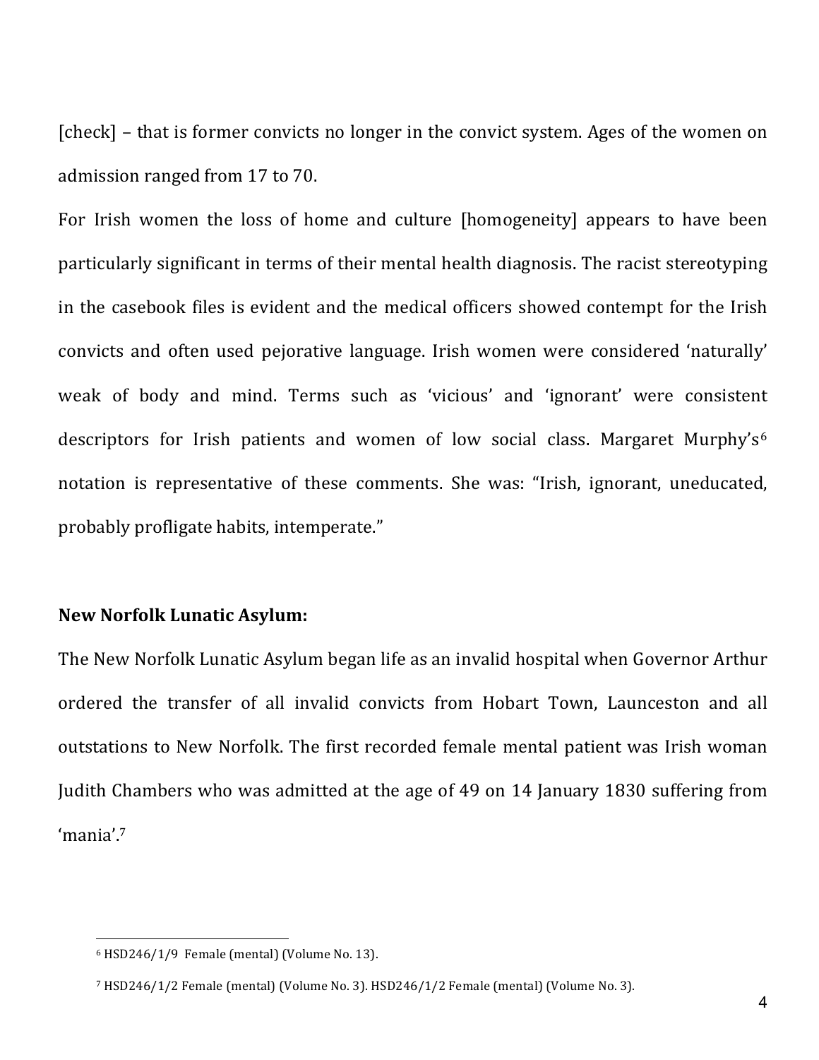[check] – that is former convicts no longer in the convict system. Ages of the women on admission ranged from 17 to 70.

For Irish women the loss of home and culture [homogeneity] appears to have been particularly significant in terms of their mental health diagnosis. The racist stereotyping in the casebook files is evident and the medical officers showed contempt for the Irish convicts and often used pejorative language. Irish women were considered 'naturally' weak of body and mind. Terms such as 'vicious' and 'ignorant' were consistent descriptors for Irish patients and women of low social class. Margaret Murphy's[6] notation is representative of these comments. She was: "Irish, ignorant, uneducated, probably profligate habits, intemperate."

**New Norfolk Lunatic Asylum:**

The New Norfolk Lunatic Asylum began life as an invalid hospital when Governor Arthur ordered the transfer of all invalid convicts from Hobart Town, Launceston and all outstations to New Norfolk. The first recorded female mental patient was Irish woman Judith Chambers who was admitted at the age of 49 on 14 January 1830 suffering from 'mania'.[7]

---

[6] HSD246/1/9 Female (mental) (Volume No. 13).

[7] HSD246/1/2 Female (mental) (Volume No. 3). HSD246/1/2 Female (mental) (Volume No. 3).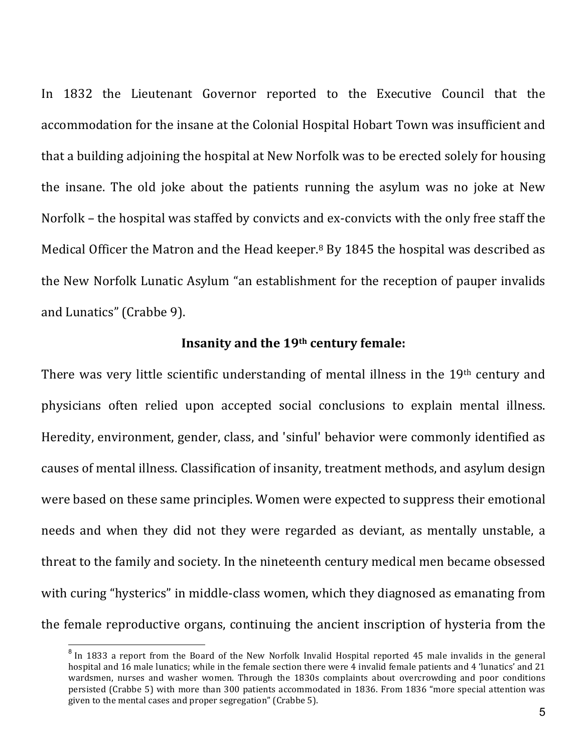In 1832 the Lieutenant Governor reported to the Executive Council that the accommodation for the insane at the Colonial Hospital Hobart Town was insufficient and that a building adjoining the hospital at New Norfolk was to be erected solely for housing the insane. The old joke about the patients running the asylum was no joke at New Norfolk – the hospital was staffed by convicts and ex-convicts with the only free staff the Medical Officer the Matron and the Head keeper.[8] By 1845 the hospital was described as the New Norfolk Lunatic Asylum "an establishment for the reception of pauper invalids and Lunatics" (Crabbe 9).

### Insanity and the 19th century female:

There was very little scientific understanding of mental illness in the 19th century and physicians often relied upon accepted social conclusions to explain mental illness. Heredity, environment, gender, class, and 'sinful' behavior were commonly identified as causes of mental illness. Classification of insanity, treatment methods, and asylum design were based on these same principles. Women were expected to suppress their emotional needs and when they did not they were regarded as deviant, as mentally unstable, a threat to the family and society. In the nineteenth century medical men became obsessed with curing "hysterics" in middle-class women, which they diagnosed as emanating from the female reproductive organs, continuing the ancient inscription of hysteria from the

---

[8] In 1833 a report from the Board of the New Norfolk Invalid Hospital reported 45 male invalids in the general hospital and 16 male lunatics; while in the female section there were 4 invalid female patients and 4 'lunatics' and 21 wardsmen, nurses and washer women. Through the 1830s complaints about overcrowding and poor conditions persisted (Crabbe 5) with more than 300 patients accommodated in 1836. From 1836 "more special attention was given to the mental cases and proper segregation" (Crabbe 5).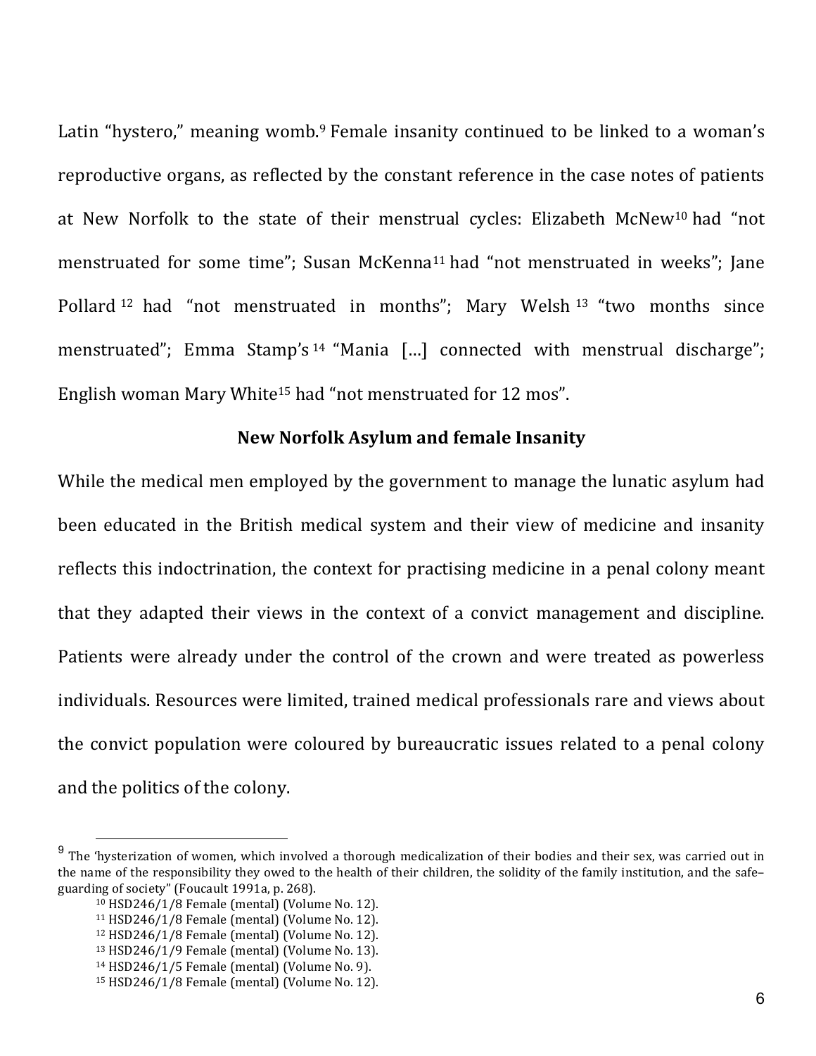Latin "hystero," meaning womb.[9] Female insanity continued to be linked to a woman's reproductive organs, as reflected by the constant reference in the case notes of patients at New Norfolk to the state of their menstrual cycles: Elizabeth McNew[10] had "not menstruated for some time"; Susan McKenna[11] had "not menstruated in weeks"; Jane Pollard[12] had "not menstruated in months"; Mary Welsh[13] "two months since menstruated"; Emma Stamp's[14] "Mania [...] connected with menstrual discharge"; English woman Mary White[15] had "not menstruated for 12 mos".

## New Norfolk Asylum and female Insanity

While the medical men employed by the government to manage the lunatic asylum had been educated in the British medical system and their view of medicine and insanity reflects this indoctrination, the context for practising medicine in a penal colony meant that they adapted their views in the context of a convict management and discipline. Patients were already under the control of the crown and were treated as powerless individuals. Resources were limited, trained medical professionals rare and views about the convict population were coloured by bureaucratic issues related to a penal colony and the politics of the colony.

---

[9] The 'hysterization of women, which involved a thorough medicalization of their bodies and their sex, was carried out in the name of the responsibility they owed to the health of their children, the solidity of the family institution, and the safe–guarding of society" (Foucault 1991a, p. 268).

[10] HSD246/1/8 Female (mental) (Volume No. 12).

[11] HSD246/1/8 Female (mental) (Volume No. 12).

[12] HSD246/1/8 Female (mental) (Volume No. 12).

[13] HSD246/1/9 Female (mental) (Volume No. 13).

[14] HSD246/1/5 Female (mental) (Volume No. 9).

[15] HSD246/1/8 Female (mental) (Volume No. 12).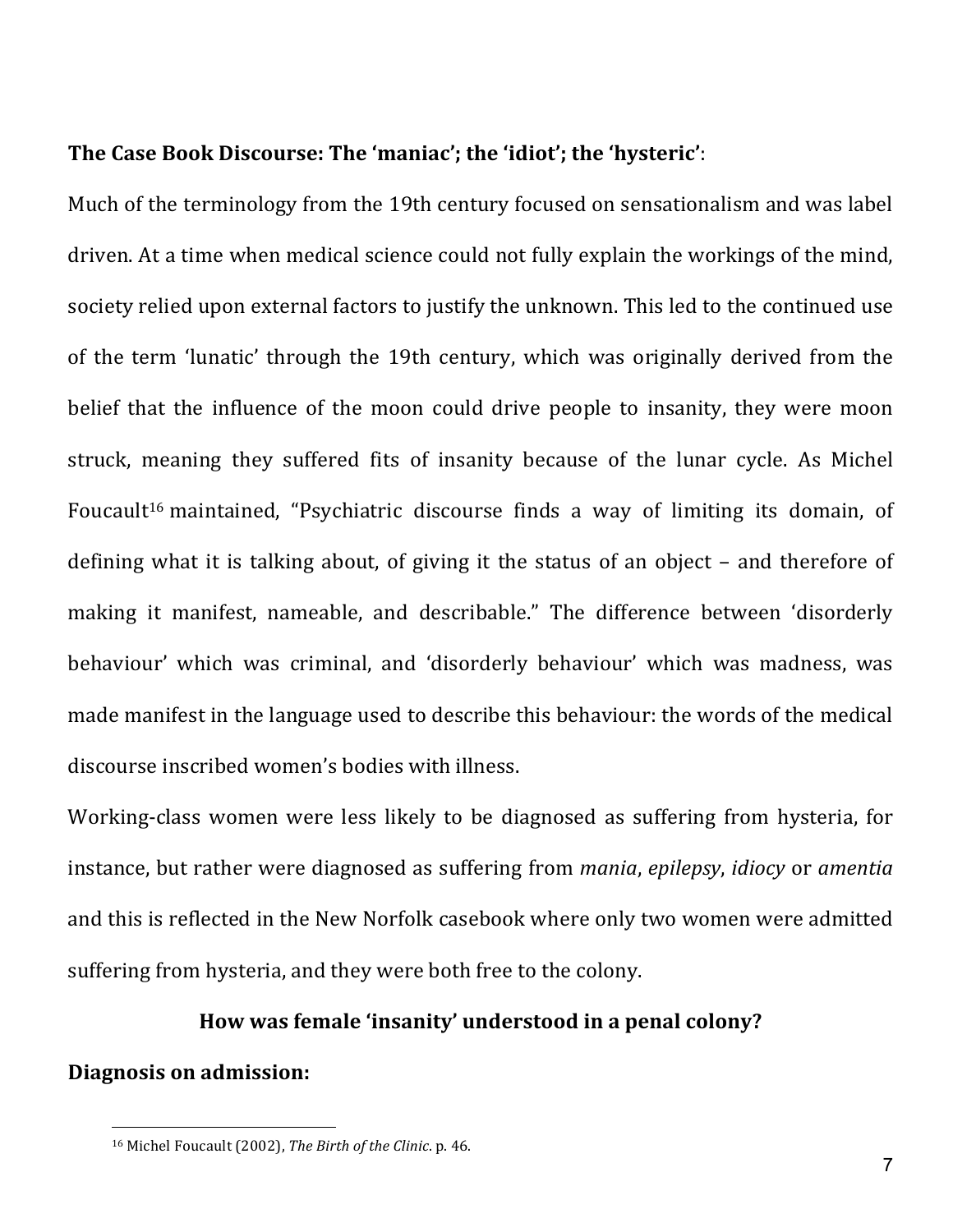**The Case Book Discourse: The 'maniac'; the 'idiot'; the 'hysteric'**:

Much of the terminology from the 19th century focused on sensationalism and was label driven. At a time when medical science could not fully explain the workings of the mind, society relied upon external factors to justify the unknown. This led to the continued use of the term 'lunatic' through the 19th century, which was originally derived from the belief that the influence of the moon could drive people to insanity, they were moon struck, meaning they suffered fits of insanity because of the lunar cycle. As Michel Foucault[16] maintained, "Psychiatric discourse finds a way of limiting its domain, of defining what it is talking about, of giving it the status of an object – and therefore of making it manifest, nameable, and describable." The difference between 'disorderly behaviour' which was criminal, and 'disorderly behaviour' which was madness, was made manifest in the language used to describe this behaviour: the words of the medical discourse inscribed women's bodies with illness.

Working-class women were less likely to be diagnosed as suffering from hysteria, for instance, but rather were diagnosed as suffering from *mania*, *epilepsy*, *idiocy* or *amentia* and this is reflected in the New Norfolk casebook where only two women were admitted suffering from hysteria, and they were both free to the colony.

## How was female 'insanity' understood in a penal colony?

**Diagnosis on admission:**

[16] Michel Foucault (2002), *The Birth of the Clinic*. p. 46.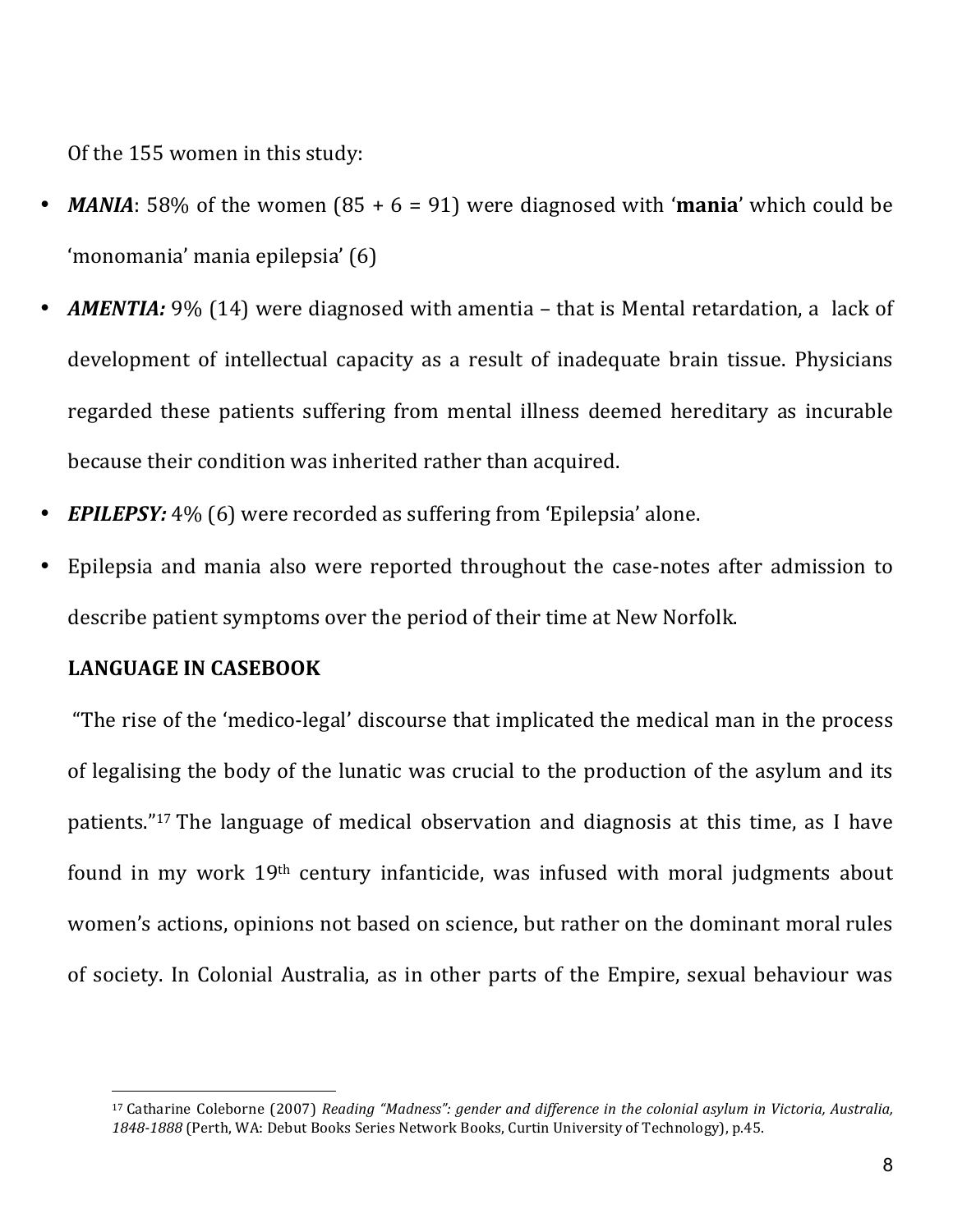Of the 155 women in this study:

- ***MANIA***: 58% of the women (85 + 6 = 91) were diagnosed with '**mania**' which could be 'monomania' mania epilepsia' (6)
- ***AMENTIA:*** 9% (14) were diagnosed with amentia – that is Mental retardation, a lack of development of intellectual capacity as a result of inadequate brain tissue. Physicians regarded these patients suffering from mental illness deemed hereditary as incurable because their condition was inherited rather than acquired.
- ***EPILEPSY:*** 4% (6) were recorded as suffering from 'Epilepsia' alone.
- Epilepsia and mania also were reported throughout the case-notes after admission to describe patient symptoms over the period of their time at New Norfolk.

**LANGUAGE IN CASEBOOK**

"The rise of the 'medico-legal' discourse that implicated the medical man in the process of legalising the body of the lunatic was crucial to the production of the asylum and its patients."[17] The language of medical observation and diagnosis at this time, as I have found in my work 19th century infanticide, was infused with moral judgments about women's actions, opinions not based on science, but rather on the dominant moral rules of society. In Colonial Australia, as in other parts of the Empire, sexual behaviour was

---

[17] Catharine Coleborne (2007) *Reading "Madness": gender and difference in the colonial asylum in Victoria, Australia, 1848-1888* (Perth, WA: Debut Books Series Network Books, Curtin University of Technology), p.45.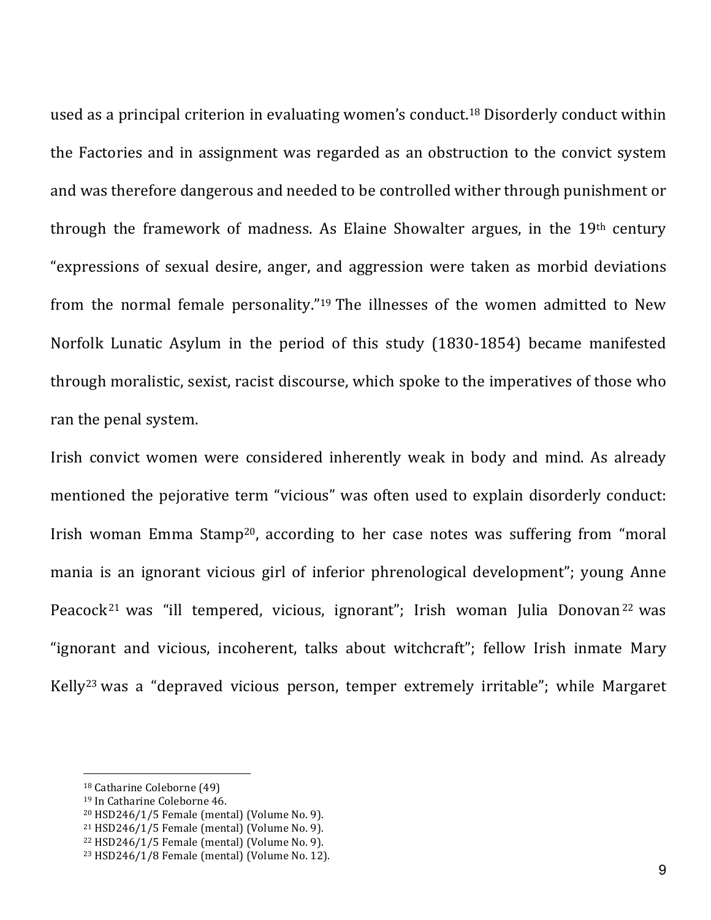used as a principal criterion in evaluating women's conduct.[18] Disorderly conduct within the Factories and in assignment was regarded as an obstruction to the convict system and was therefore dangerous and needed to be controlled wither through punishment or through the framework of madness. As Elaine Showalter argues, in the 19th century "expressions of sexual desire, anger, and aggression were taken as morbid deviations from the normal female personality."[19] The illnesses of the women admitted to New Norfolk Lunatic Asylum in the period of this study (1830-1854) became manifested through moralistic, sexist, racist discourse, which spoke to the imperatives of those who ran the penal system.

Irish convict women were considered inherently weak in body and mind. As already mentioned the pejorative term "vicious" was often used to explain disorderly conduct: Irish woman Emma Stamp[20], according to her case notes was suffering from "moral mania is an ignorant vicious girl of inferior phrenological development"; young Anne Peacock[21] was "ill tempered, vicious, ignorant"; Irish woman Julia Donovan[22] was "ignorant and vicious, incoherent, talks about witchcraft"; fellow Irish inmate Mary Kelly[23] was a "depraved vicious person, temper extremely irritable"; while Margaret

---

[18] Catharine Coleborne (49)

[19] In Catharine Coleborne 46.

[20] HSD246/1/5 Female (mental) (Volume No. 9).

[21] HSD246/1/5 Female (mental) (Volume No. 9).

[22] HSD246/1/5 Female (mental) (Volume No. 9).

[23] HSD246/1/8 Female (mental) (Volume No. 12).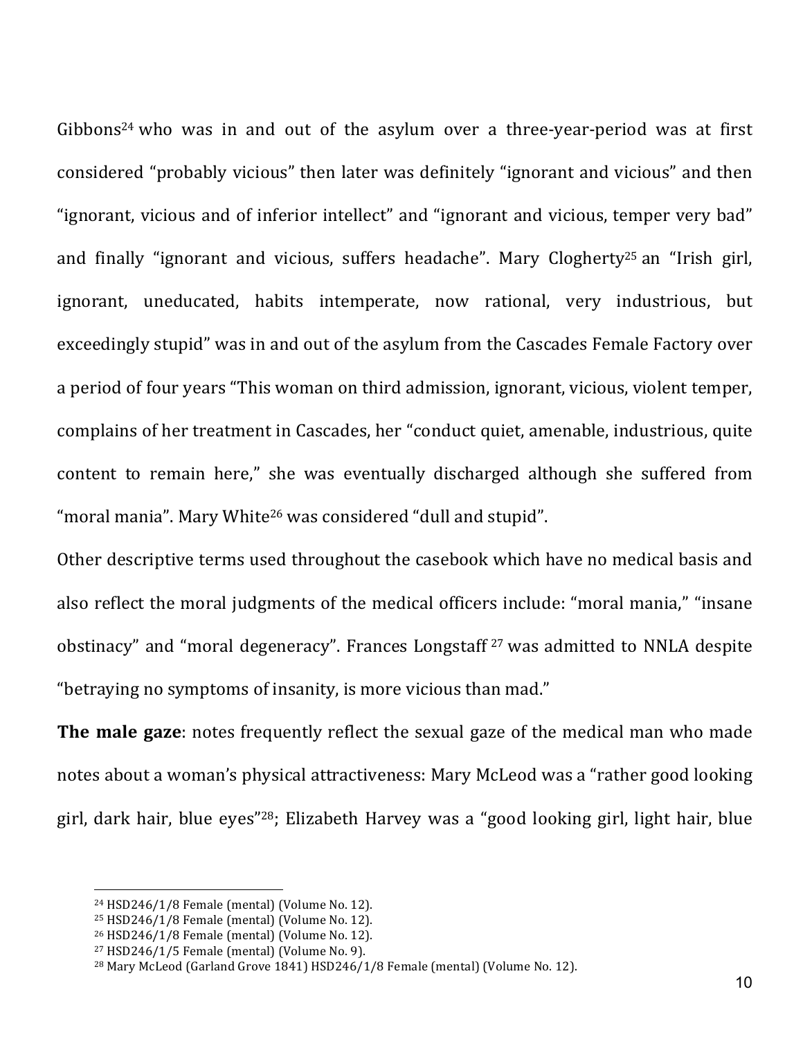Gibbons[24] who was in and out of the asylum over a three-year-period was at first considered “probably vicious” then later was definitely “ignorant and vicious” and then “ignorant, vicious and of inferior intellect” and “ignorant and vicious, temper very bad” and finally “ignorant and vicious, suffers headache”. Mary Clogherty[25] an “Irish girl, ignorant, uneducated, habits intemperate, now rational, very industrious, but exceedingly stupid” was in and out of the asylum from the Cascades Female Factory over a period of four years “This woman on third admission, ignorant, vicious, violent temper, complains of her treatment in Cascades, her “conduct quiet, amenable, industrious, quite content to remain here,” she was eventually discharged although she suffered from “moral mania”. Mary White[26] was considered “dull and stupid”.

Other descriptive terms used throughout the casebook which have no medical basis and also reflect the moral judgments of the medical officers include: “moral mania,” “insane obstinacy” and “moral degeneracy”. Frances Longstaff [27] was admitted to NNLA despite “betraying no symptoms of insanity, is more vicious than mad.”

**The male gaze**: notes frequently reflect the sexual gaze of the medical man who made notes about a woman’s physical attractiveness: Mary McLeod was a “rather good looking girl, dark hair, blue eyes”[28]; Elizabeth Harvey was a “good looking girl, light hair, blue

---

[24] HSD246/1/8 Female (mental) (Volume No. 12).
[25] HSD246/1/8 Female (mental) (Volume No. 12).
[26] HSD246/1/8 Female (mental) (Volume No. 12).
[27] HSD246/1/5 Female (mental) (Volume No. 9).
[28] Mary McLeod (Garland Grove 1841) HSD246/1/8 Female (mental) (Volume No. 12).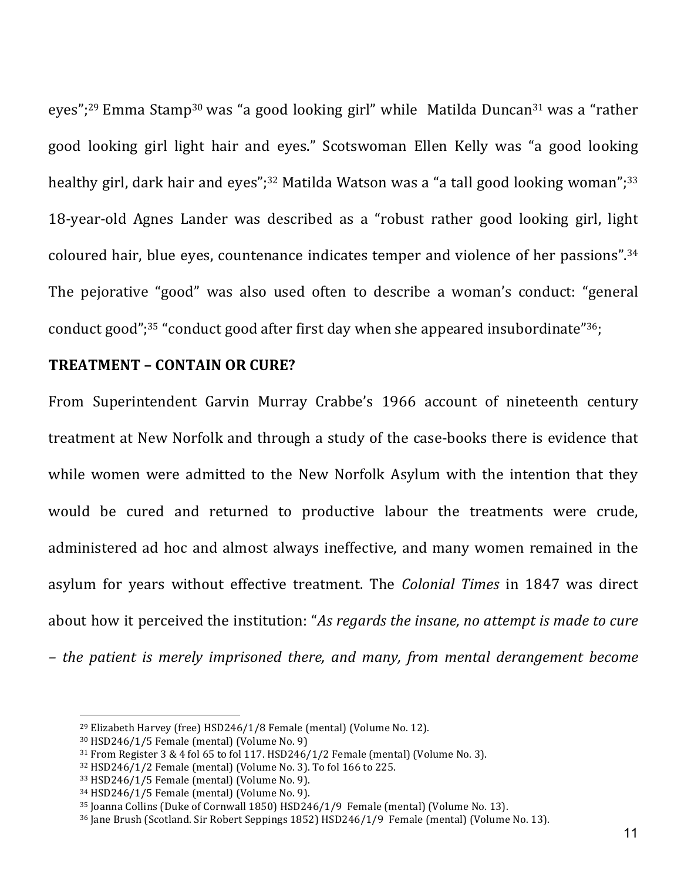eyes";[29] Emma Stamp[30] was "a good looking girl" while Matilda Duncan[31] was a "rather good looking girl light hair and eyes." Scotswoman Ellen Kelly was "a good looking healthy girl, dark hair and eyes";[32] Matilda Watson was a "a tall good looking woman";[33] 18-year-old Agnes Lander was described as a "robust rather good looking girl, light coloured hair, blue eyes, countenance indicates temper and violence of her passions".[34] The pejorative "good" was also used often to describe a woman's conduct: "general conduct good";[35] "conduct good after first day when she appeared insubordinate"[36];

**TREATMENT – CONTAIN OR CURE?**

From Superintendent Garvin Murray Crabbe's 1966 account of nineteenth century treatment at New Norfolk and through a study of the case-books there is evidence that while women were admitted to the New Norfolk Asylum with the intention that they would be cured and returned to productive labour the treatments were crude, administered ad hoc and almost always ineffective, and many women remained in the asylum for years without effective treatment. The *Colonial Times* in 1847 was direct about how it perceived the institution: "*As regards the insane, no attempt is made to cure – the patient is merely imprisoned there, and many, from mental derangement become*

---

[29] Elizabeth Harvey (free) HSD246/1/8 Female (mental) (Volume No. 12).
[30] HSD246/1/5 Female (mental) (Volume No. 9)
[31] From Register 3 & 4 fol 65 to fol 117. HSD246/1/2 Female (mental) (Volume No. 3).
[32] HSD246/1/2 Female (mental) (Volume No. 3). To fol 166 to 225.
[33] HSD246/1/5 Female (mental) (Volume No. 9).
[34] HSD246/1/5 Female (mental) (Volume No. 9).
[35] Joanna Collins (Duke of Cornwall 1850) HSD246/1/9 Female (mental) (Volume No. 13).
[36] Jane Brush (Scotland. Sir Robert Seppings 1852) HSD246/1/9 Female (mental) (Volume No. 13).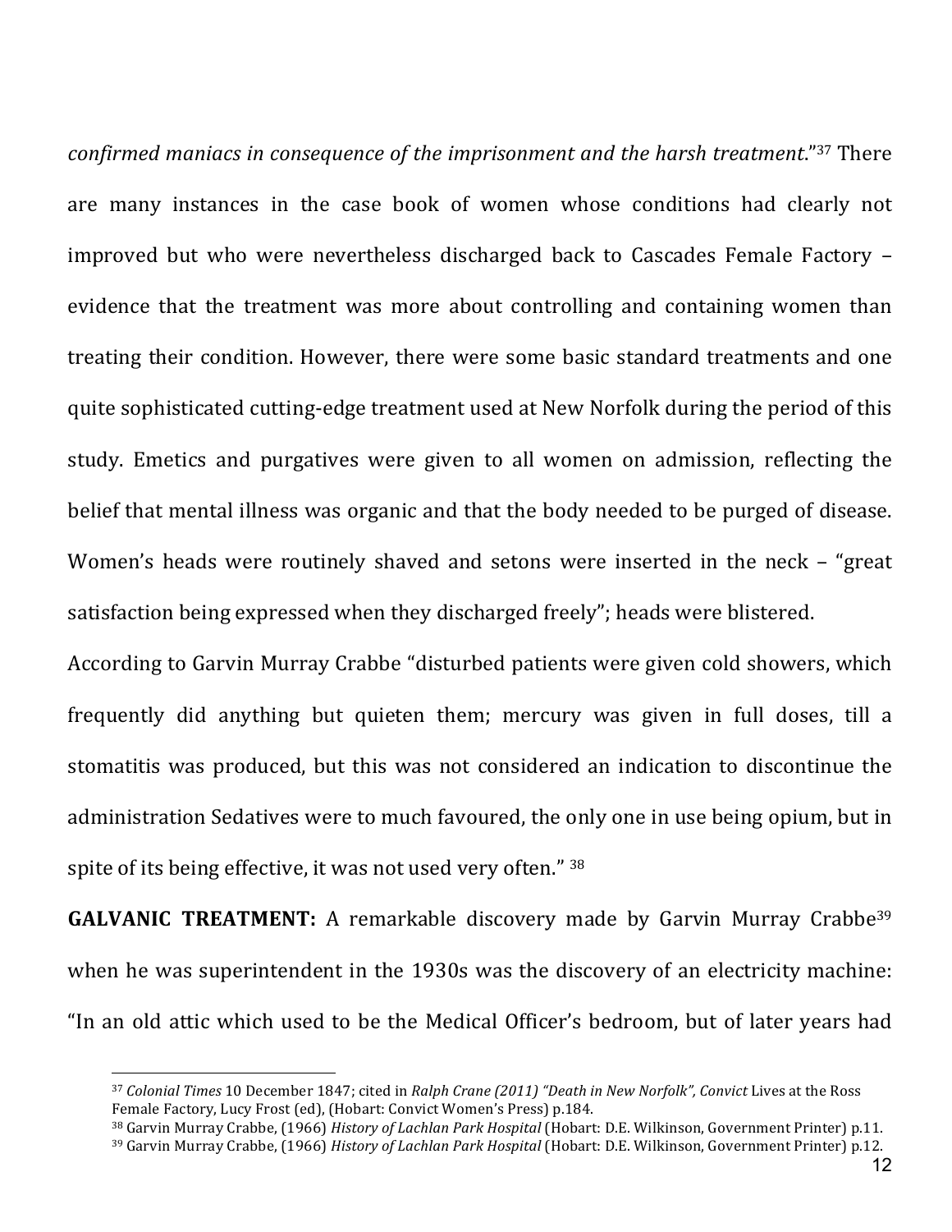*confirmed maniacs in consequence of the imprisonment and the harsh treatment*."[37] There are many instances in the case book of women whose conditions had clearly not improved but who were nevertheless discharged back to Cascades Female Factory – evidence that the treatment was more about controlling and containing women than treating their condition. However, there were some basic standard treatments and one quite sophisticated cutting-edge treatment used at New Norfolk during the period of this study. Emetics and purgatives were given to all women on admission, reflecting the belief that mental illness was organic and that the body needed to be purged of disease. Women's heads were routinely shaved and setons were inserted in the neck – "great satisfaction being expressed when they discharged freely"; heads were blistered.

According to Garvin Murray Crabbe "disturbed patients were given cold showers, which frequently did anything but quieten them; mercury was given in full doses, till a stomatitis was produced, but this was not considered an indication to discontinue the administration Sedatives were to much favoured, the only one in use being opium, but in spite of its being effective, it was not used very often." [38]

**GALVANIC TREATMENT:** A remarkable discovery made by Garvin Murray Crabbe[39] when he was superintendent in the 1930s was the discovery of an electricity machine: "In an old attic which used to be the Medical Officer's bedroom, but of later years had

---

[37] *Colonial Times* 10 December 1847; cited in *Ralph Crane (2011) "Death in New Norfolk", Convict* Lives at the Ross Female Factory, Lucy Frost (ed), (Hobart: Convict Women's Press) p.184.

[38] Garvin Murray Crabbe, (1966) *History of Lachlan Park Hospital* (Hobart: D.E. Wilkinson, Government Printer) p.11.

[39] Garvin Murray Crabbe, (1966) *History of Lachlan Park Hospital* (Hobart: D.E. Wilkinson, Government Printer) p.12.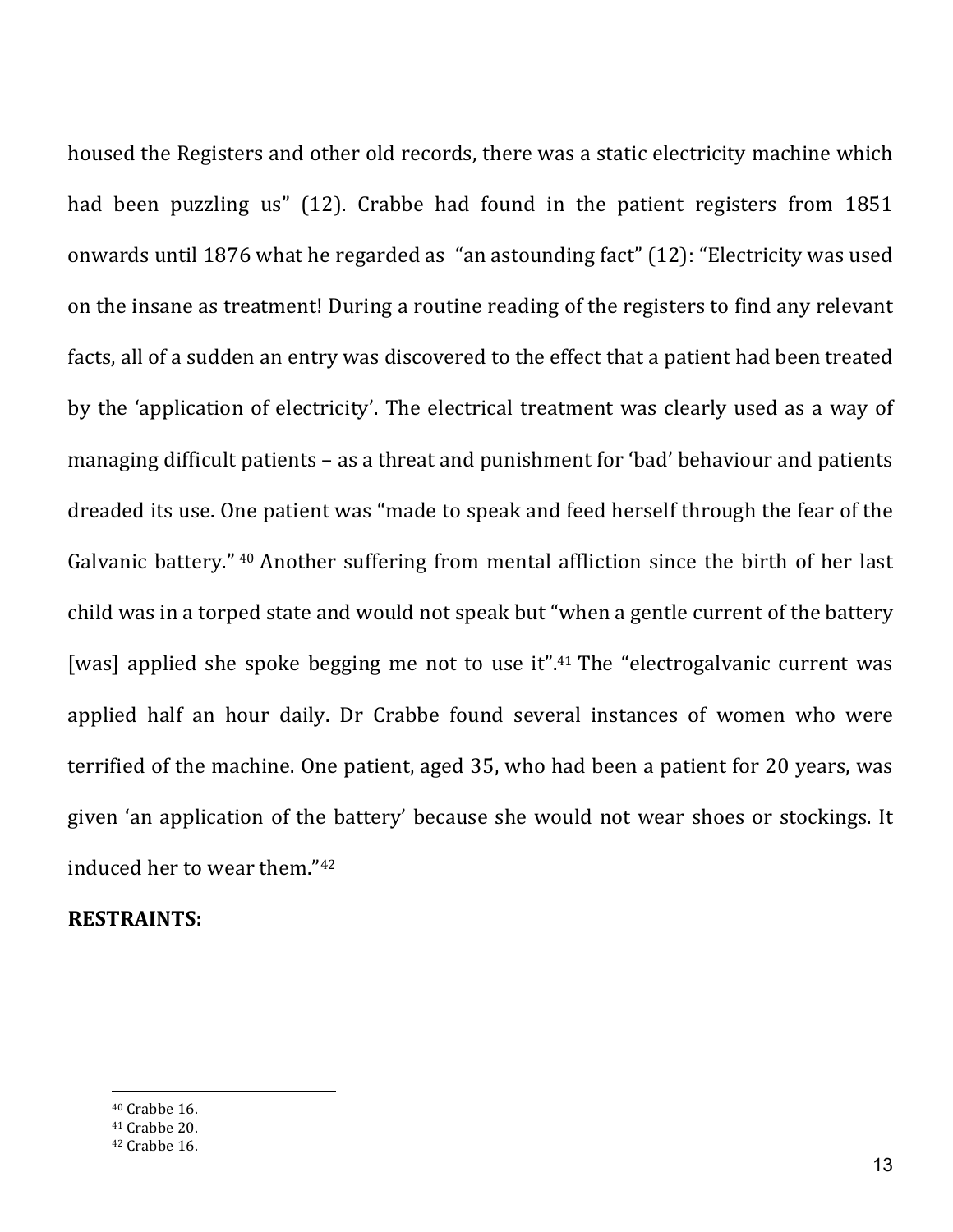housed the Registers and other old records, there was a static electricity machine which had been puzzling us" (12). Crabbe had found in the patient registers from 1851 onwards until 1876 what he regarded as "an astounding fact" (12): "Electricity was used on the insane as treatment! During a routine reading of the registers to find any relevant facts, all of a sudden an entry was discovered to the effect that a patient had been treated by the 'application of electricity'. The electrical treatment was clearly used as a way of managing difficult patients – as a threat and punishment for 'bad' behaviour and patients dreaded its use. One patient was "made to speak and feed herself through the fear of the Galvanic battery." [40] Another suffering from mental affliction since the birth of her last child was in a torped state and would not speak but "when a gentle current of the battery [was] applied she spoke begging me not to use it".[41] The "electrogalvanic current was applied half an hour daily. Dr Crabbe found several instances of women who were terrified of the machine. One patient, aged 35, who had been a patient for 20 years, was given 'an application of the battery' because she would not wear shoes or stockings. It induced her to wear them."[42]

**RESTRAINTS:**

---

[40] Crabbe 16.

[41] Crabbe 20.

[42] Crabbe 16.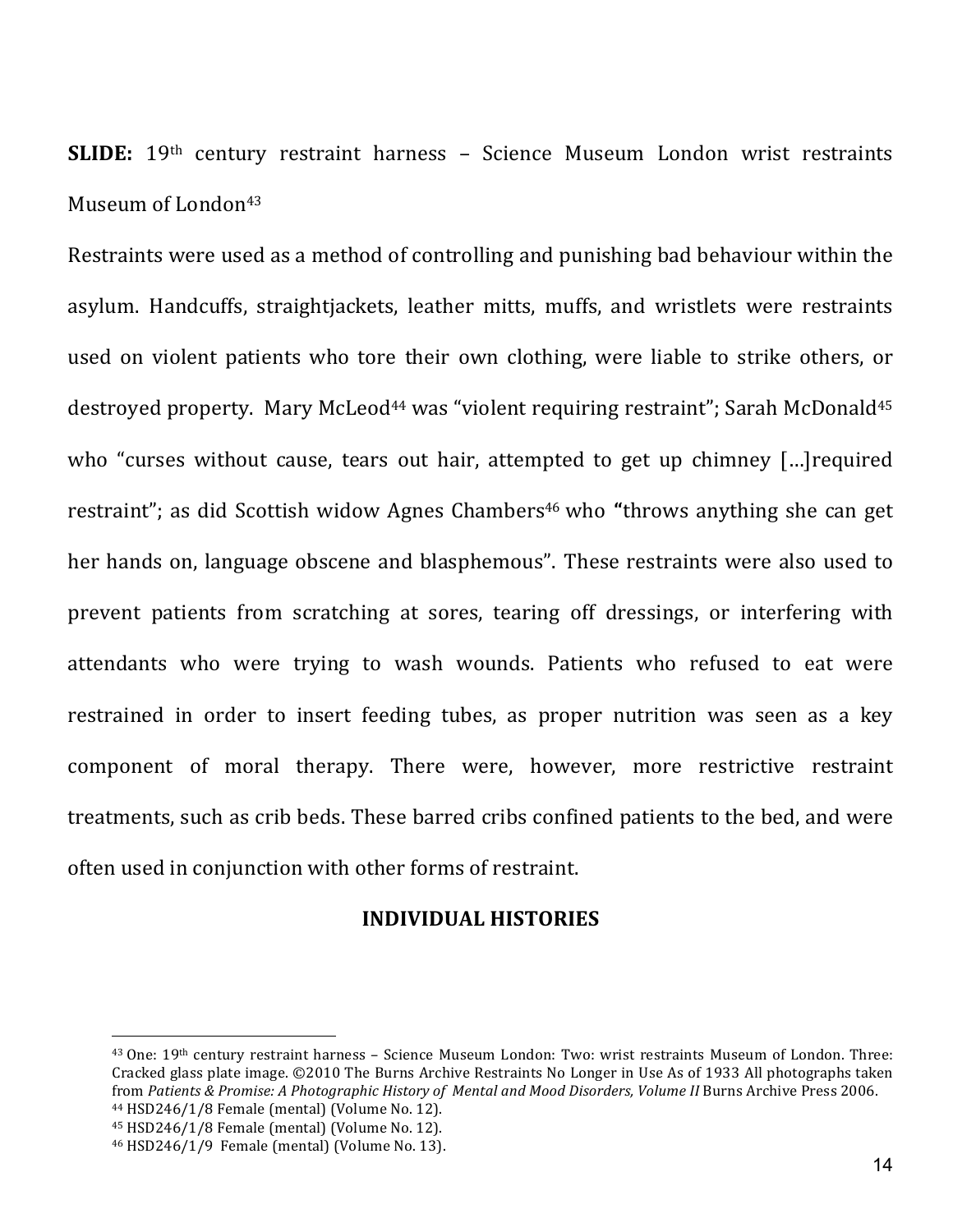**SLIDE:** 19th century restraint harness – Science Museum London wrist restraints Museum of London[43]

Restraints were used as a method of controlling and punishing bad behaviour within the asylum. Handcuffs, straightjackets, leather mitts, muffs, and wristlets were restraints used on violent patients who tore their own clothing, were liable to strike others, or destroyed property. Mary McLeod[44] was "violent requiring restraint"; Sarah McDonald[45] who "curses without cause, tears out hair, attempted to get up chimney […]required restraint"; as did Scottish widow Agnes Chambers[46] who **"**throws anything she can get her hands on, language obscene and blasphemous". These restraints were also used to prevent patients from scratching at sores, tearing off dressings, or interfering with attendants who were trying to wash wounds. Patients who refused to eat were restrained in order to insert feeding tubes, as proper nutrition was seen as a key component of moral therapy. There were, however, more restrictive restraint treatments, such as crib beds. These barred cribs confined patients to the bed, and were often used in conjunction with other forms of restraint.

## INDIVIDUAL HISTORIES

---

[43] One: 19th century restraint harness – Science Museum London: Two: wrist restraints Museum of London. Three: Cracked glass plate image. ©2010 The Burns Archive Restraints No Longer in Use As of 1933 All photographs taken from *Patients & Promise: A Photographic History of Mental and Mood Disorders, Volume II* Burns Archive Press 2006.

[44] HSD246/1/8 Female (mental) (Volume No. 12).

[45] HSD246/1/8 Female (mental) (Volume No. 12).

[46] HSD246/1/9 Female (mental) (Volume No. 13).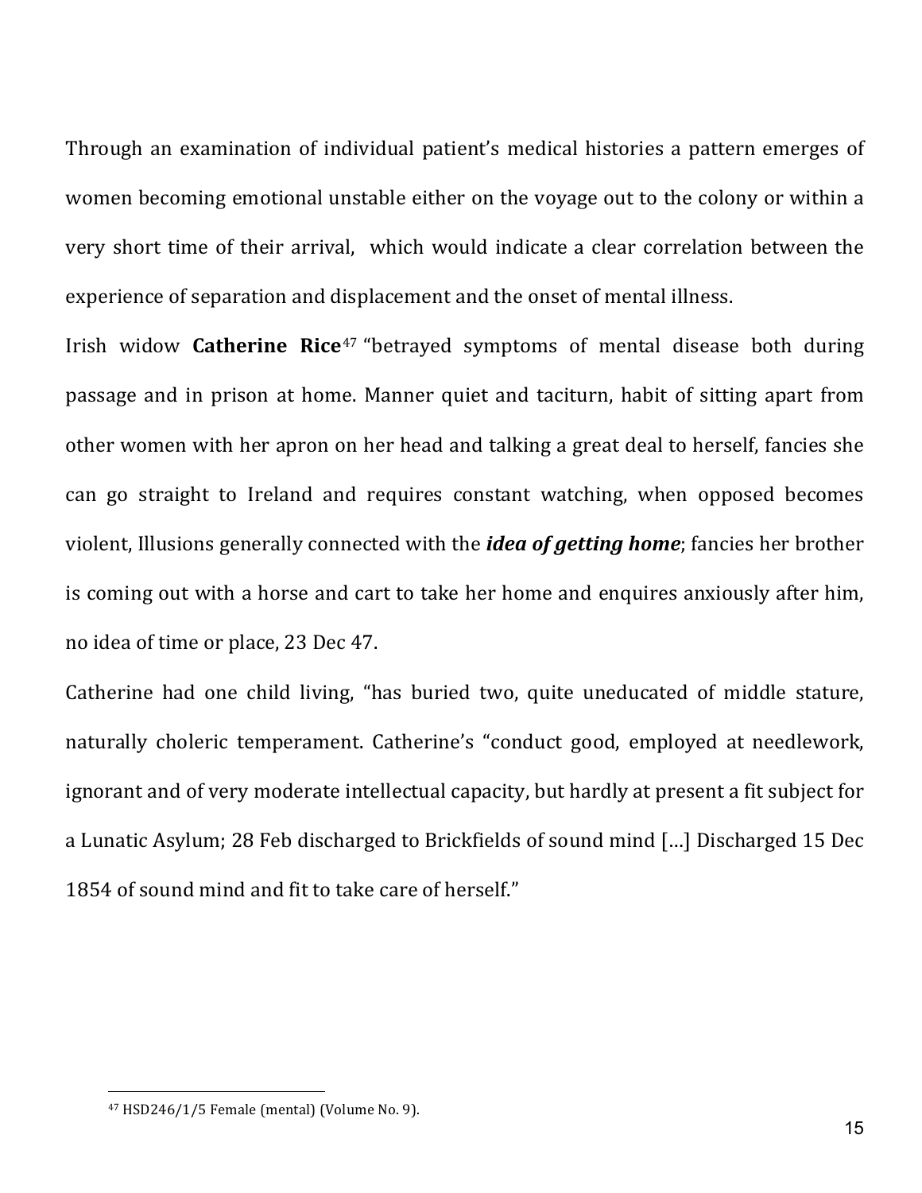Through an examination of individual patient's medical histories a pattern emerges of women becoming emotional unstable either on the voyage out to the colony or within a very short time of their arrival,  which would indicate a clear correlation between the experience of separation and displacement and the onset of mental illness.

Irish widow **Catherine Rice**[47] "betrayed symptoms of mental disease both during passage and in prison at home. Manner quiet and taciturn, habit of sitting apart from other women with her apron on her head and talking a great deal to herself, fancies she can go straight to Ireland and requires constant watching, when opposed becomes violent, Illusions generally connected with the ***idea of getting home***; fancies her brother is coming out with a horse and cart to take her home and enquires anxiously after him, no idea of time or place, 23 Dec 47.

Catherine had one child living, "has buried two, quite uneducated of middle stature, naturally choleric temperament. Catherine's "conduct good, employed at needlework, ignorant and of very moderate intellectual capacity, but hardly at present a fit subject for a Lunatic Asylum; 28 Feb discharged to Brickfields of sound mind […] Discharged 15 Dec 1854 of sound mind and fit to take care of herself."

---

[47] HSD246/1/5 Female (mental) (Volume No. 9).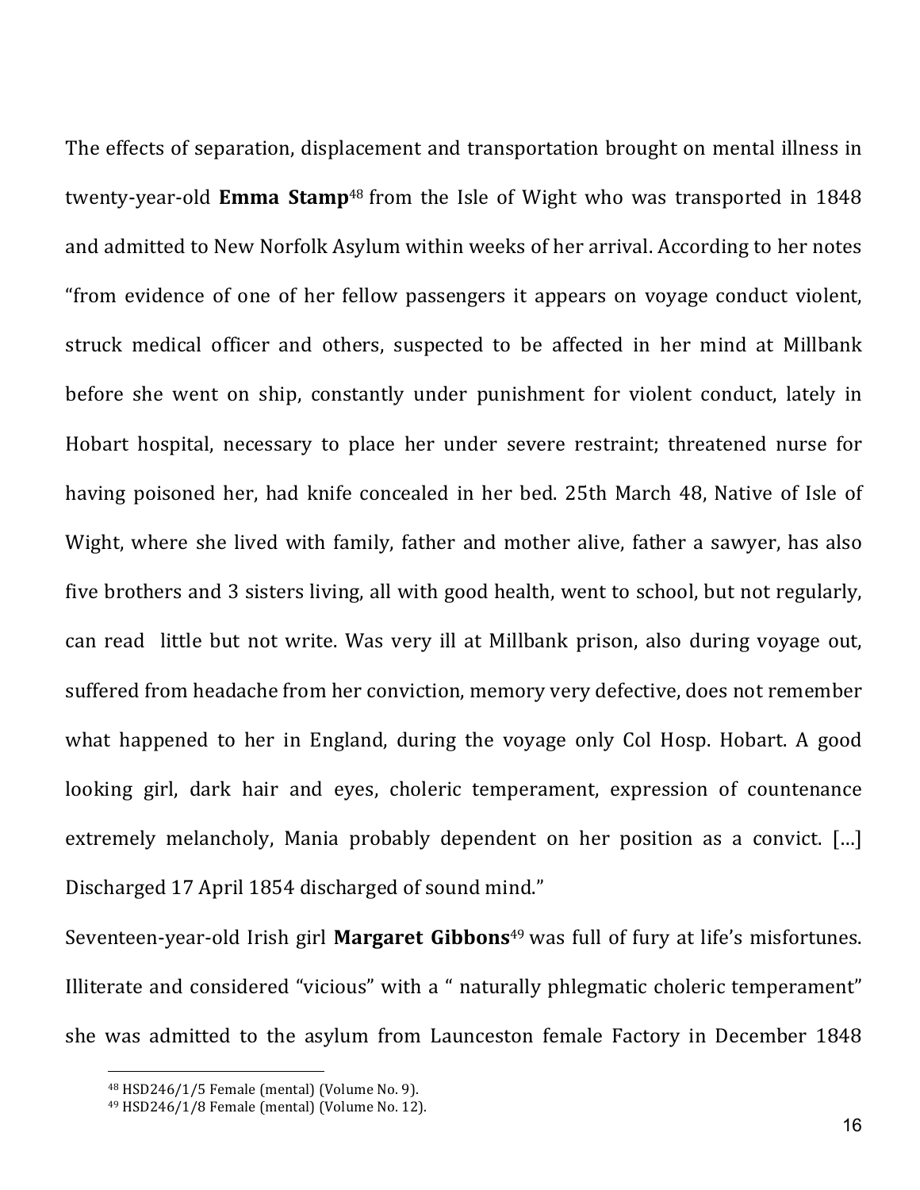The effects of separation, displacement and transportation brought on mental illness in twenty-year-old **Emma Stamp**[48] from the Isle of Wight who was transported in 1848 and admitted to New Norfolk Asylum within weeks of her arrival. According to her notes "from evidence of one of her fellow passengers it appears on voyage conduct violent, struck medical officer and others, suspected to be affected in her mind at Millbank before she went on ship, constantly under punishment for violent conduct, lately in Hobart hospital, necessary to place her under severe restraint; threatened nurse for having poisoned her, had knife concealed in her bed. 25th March 48, Native of Isle of Wight, where she lived with family, father and mother alive, father a sawyer, has also five brothers and 3 sisters living, all with good health, went to school, but not regularly, can read little but not write. Was very ill at Millbank prison, also during voyage out, suffered from headache from her conviction, memory very defective, does not remember what happened to her in England, during the voyage only Col Hosp. Hobart. A good looking girl, dark hair and eyes, choleric temperament, expression of countenance extremely melancholy, Mania probably dependent on her position as a convict. […] Discharged 17 April 1854 discharged of sound mind."

Seventeen-year-old Irish girl **Margaret Gibbons**[49] was full of fury at life's misfortunes. Illiterate and considered "vicious" with a " naturally phlegmatic choleric temperament" she was admitted to the asylum from Launceston female Factory in December 1848

[48] HSD246/1/5 Female (mental) (Volume No. 9).

[49] HSD246/1/8 Female (mental) (Volume No. 12).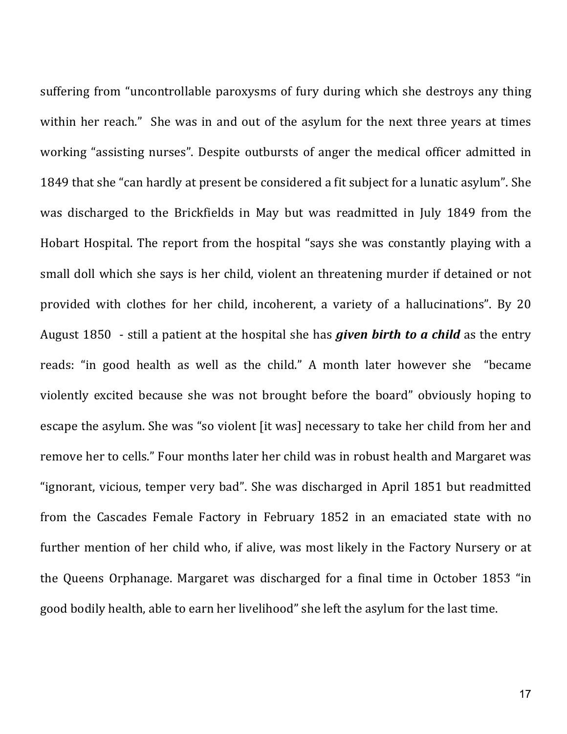suffering from “uncontrollable paroxysms of fury during which she destroys any thing within her reach.” She was in and out of the asylum for the next three years at times working “assisting nurses”. Despite outbursts of anger the medical officer admitted in 1849 that she “can hardly at present be considered a fit subject for a lunatic asylum”. She was discharged to the Brickfields in May but was readmitted in July 1849 from the Hobart Hospital. The report from the hospital “says she was constantly playing with a small doll which she says is her child, violent an threatening murder if detained or not provided with clothes for her child, incoherent, a variety of a hallucinations”. By 20 August 1850 - still a patient at the hospital she has ***given birth to a child*** as the entry reads: “in good health as well as the child.” A month later however she “became violently excited because she was not brought before the board” obviously hoping to escape the asylum. She was “so violent [it was] necessary to take her child from her and remove her to cells.” Four months later her child was in robust health and Margaret was “ignorant, vicious, temper very bad”. She was discharged in April 1851 but readmitted from the Cascades Female Factory in February 1852 in an emaciated state with no further mention of her child who, if alive, was most likely in the Factory Nursery or at the Queens Orphanage. Margaret was discharged for a final time in October 1853 “in good bodily health, able to earn her livelihood” she left the asylum for the last time.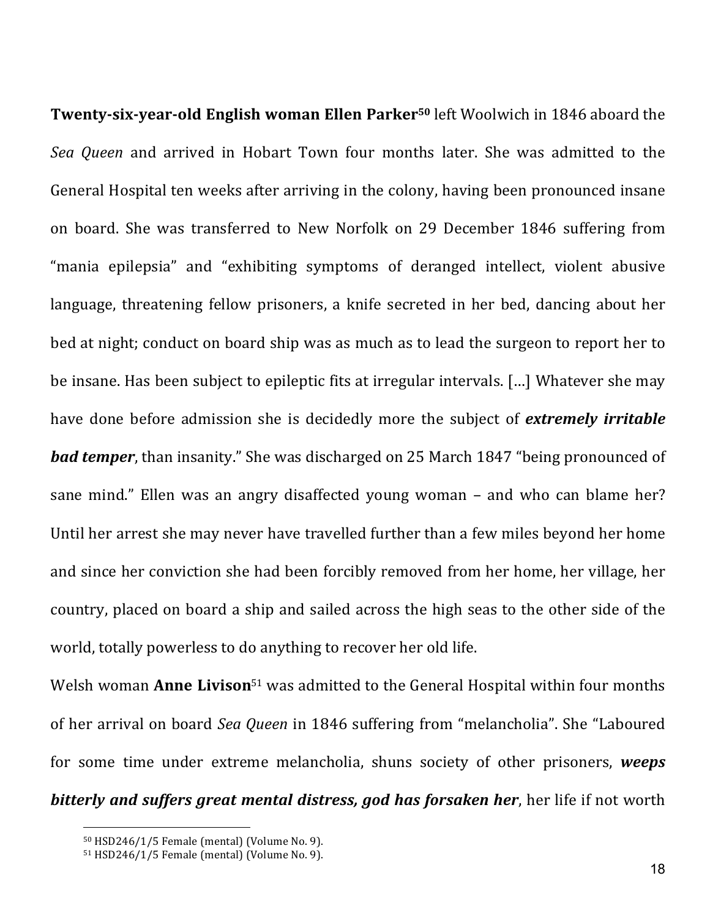**Twenty-six-year-old English woman Ellen Parker**[50] left Woolwich in 1846 aboard the *Sea Queen* and arrived in Hobart Town four months later. She was admitted to the General Hospital ten weeks after arriving in the colony, having been pronounced insane on board. She was transferred to New Norfolk on 29 December 1846 suffering from "mania epilepsia" and "exhibiting symptoms of deranged intellect, violent abusive language, threatening fellow prisoners, a knife secreted in her bed, dancing about her bed at night; conduct on board ship was as much as to lead the surgeon to report her to be insane. Has been subject to epileptic fits at irregular intervals. […] Whatever she may have done before admission she is decidedly more the subject of ***extremely irritable bad temper***, than insanity." She was discharged on 25 March 1847 "being pronounced of sane mind." Ellen was an angry disaffected young woman – and who can blame her? Until her arrest she may never have travelled further than a few miles beyond her home and since her conviction she had been forcibly removed from her home, her village, her country, placed on board a ship and sailed across the high seas to the other side of the world, totally powerless to do anything to recover her old life.

Welsh woman **Anne Livison**[51] was admitted to the General Hospital within four months of her arrival on board *Sea Queen* in 1846 suffering from "melancholia". She "Laboured for some time under extreme melancholia, shuns society of other prisoners, ***weeps bitterly and suffers great mental distress, god has forsaken her***, her life if not worth

[50] HSD246/1/5 Female (mental) (Volume No. 9).
[51] HSD246/1/5 Female (mental) (Volume No. 9).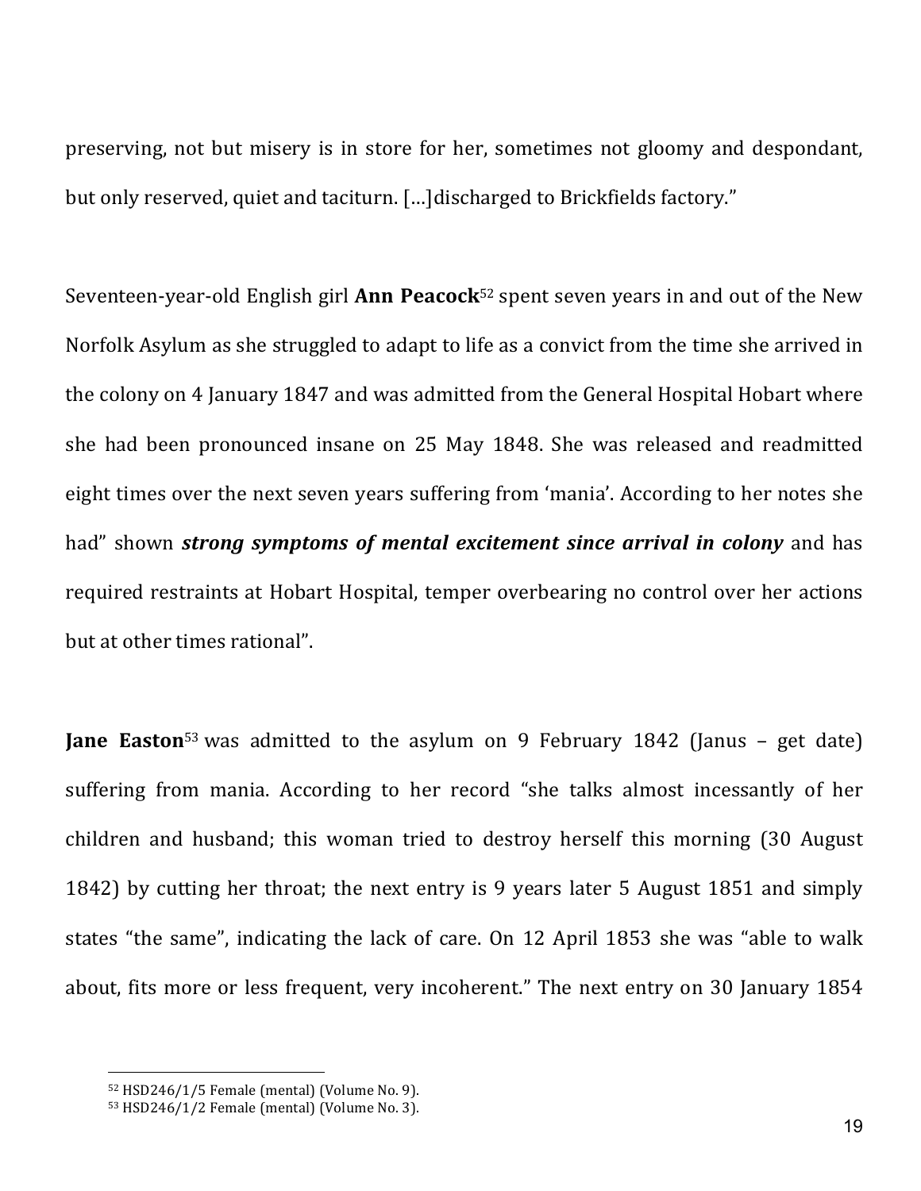preserving, not but misery is in store for her, sometimes not gloomy and despondant, but only reserved, quiet and taciturn. […]discharged to Brickfields factory."

Seventeen-year-old English girl **Ann Peacock**[52] spent seven years in and out of the New Norfolk Asylum as she struggled to adapt to life as a convict from the time she arrived in the colony on 4 January 1847 and was admitted from the General Hospital Hobart where she had been pronounced insane on 25 May 1848. She was released and readmitted eight times over the next seven years suffering from 'mania'. According to her notes she had" shown ***strong symptoms of mental excitement since arrival in colony*** and has required restraints at Hobart Hospital, temper overbearing no control over her actions but at other times rational".

**Jane Easton**[53] was admitted to the asylum on 9 February 1842 (Janus – get date) suffering from mania. According to her record "she talks almost incessantly of her children and husband; this woman tried to destroy herself this morning (30 August 1842) by cutting her throat; the next entry is 9 years later 5 August 1851 and simply states "the same", indicating the lack of care. On 12 April 1853 she was "able to walk about, fits more or less frequent, very incoherent." The next entry on 30 January 1854

[52] HSD246/1/5 Female (mental) (Volume No. 9).

[53] HSD246/1/2 Female (mental) (Volume No. 3).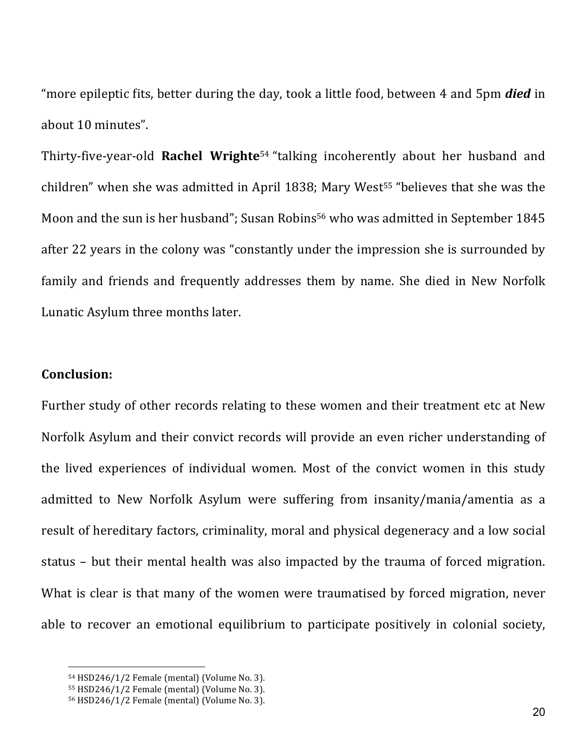"more epileptic fits, better during the day, took a little food, between 4 and 5pm ***died*** in about 10 minutes".

Thirty-five-year-old **Rachel Wrighte**[54] "talking incoherently about her husband and children" when she was admitted in April 1838; Mary West[55] "believes that she was the Moon and the sun is her husband"; Susan Robins[56] who was admitted in September 1845 after 22 years in the colony was "constantly under the impression she is surrounded by family and friends and frequently addresses them by name. She died in New Norfolk Lunatic Asylum three months later.

**Conclusion:**

Further study of other records relating to these women and their treatment etc at New Norfolk Asylum and their convict records will provide an even richer understanding of the lived experiences of individual women. Most of the convict women in this study admitted to New Norfolk Asylum were suffering from insanity/mania/amentia as a result of hereditary factors, criminality, moral and physical degeneracy and a low social status – but their mental health was also impacted by the trauma of forced migration. What is clear is that many of the women were traumatised by forced migration, never able to recover an emotional equilibrium to participate positively in colonial society,

[54] HSD246/1/2 Female (mental) (Volume No. 3).
[55] HSD246/1/2 Female (mental) (Volume No. 3).
[56] HSD246/1/2 Female (mental) (Volume No. 3).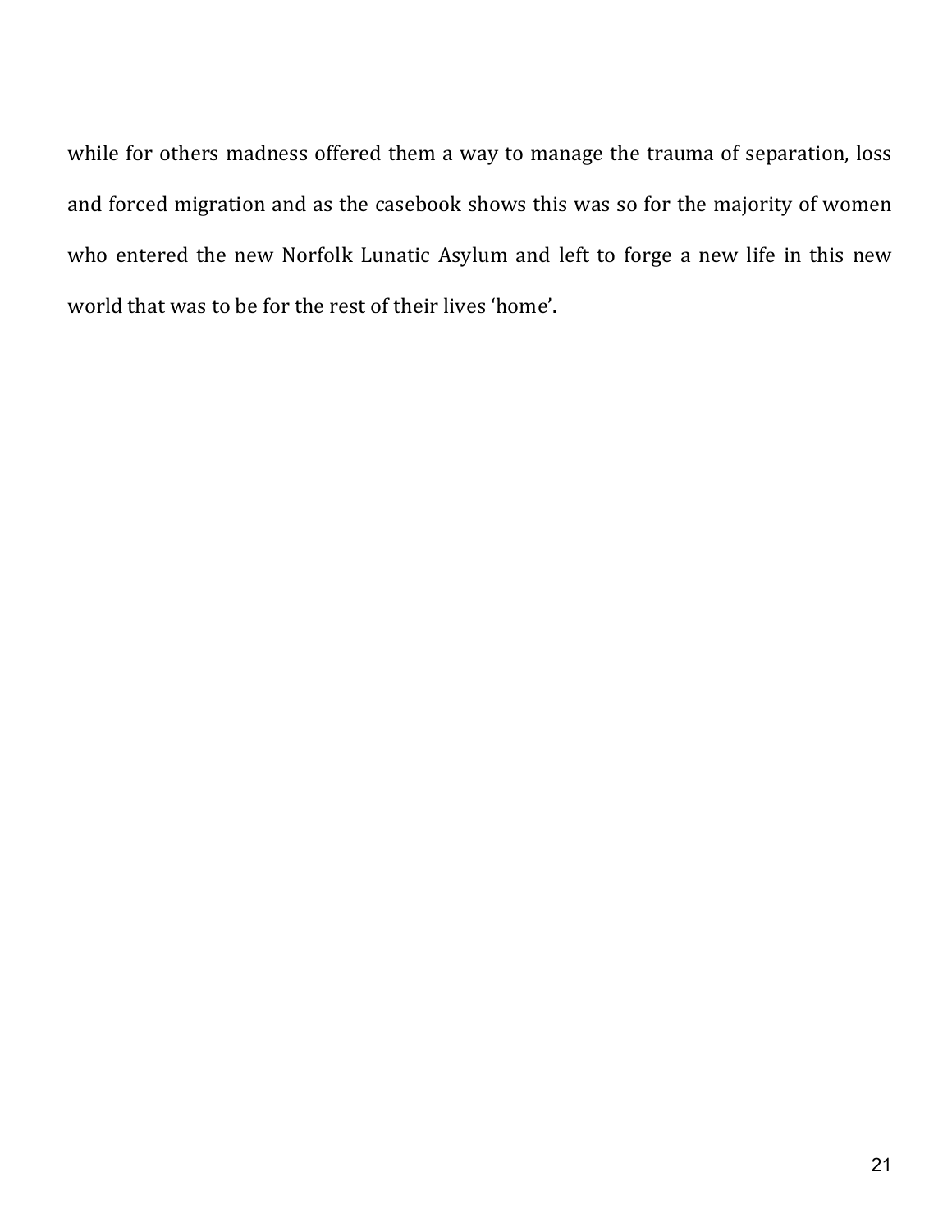while for others madness offered them a way to manage the trauma of separation, loss and forced migration and as the casebook shows this was so for the majority of women who entered the new Norfolk Lunatic Asylum and left to forge a new life in this new world that was to be for the rest of their lives 'home'.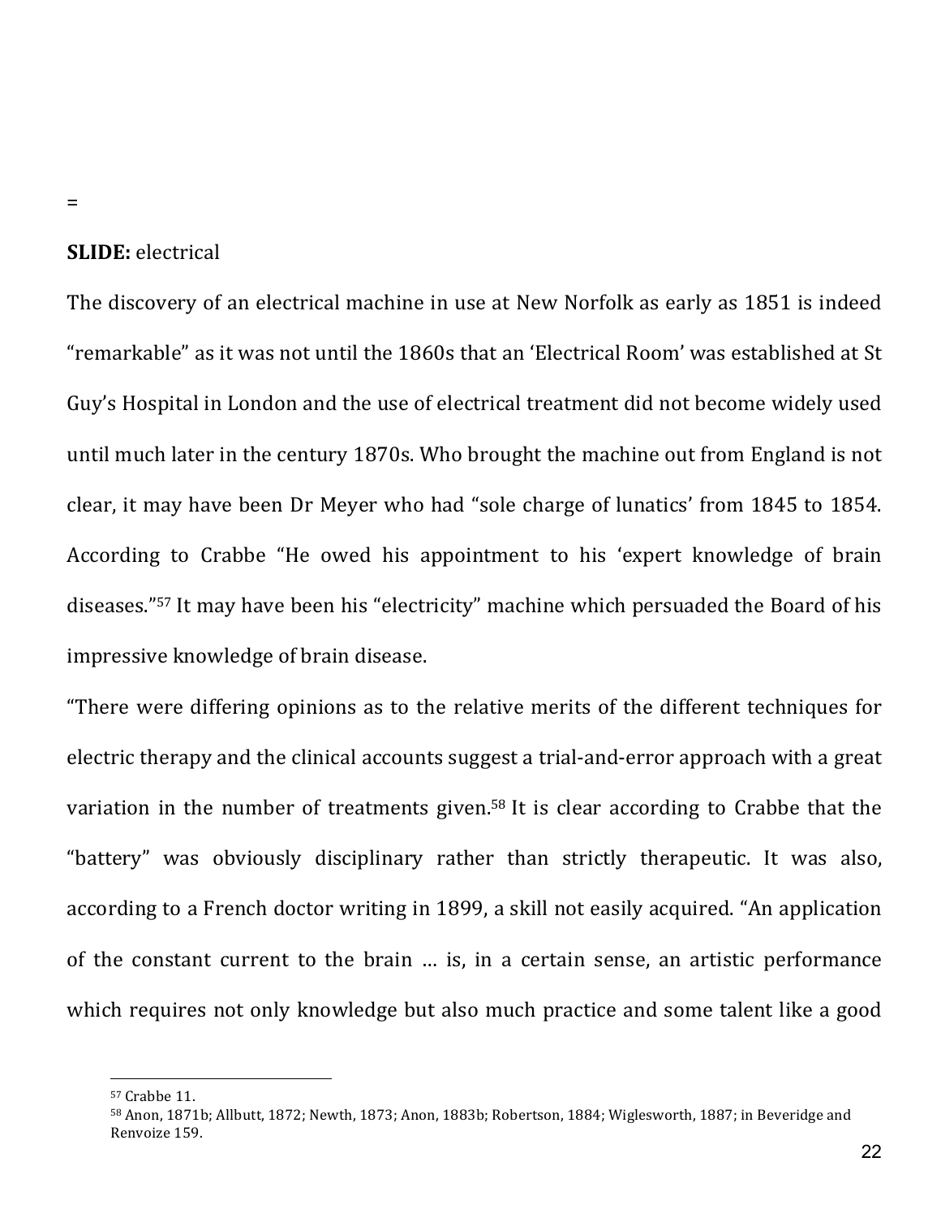=

**SLIDE:** electrical

The discovery of an electrical machine in use at New Norfolk as early as 1851 is indeed "remarkable" as it was not until the 1860s that an 'Electrical Room' was established at St Guy's Hospital in London and the use of electrical treatment did not become widely used until much later in the century 1870s. Who brought the machine out from England is not clear, it may have been Dr Meyer who had "sole charge of lunatics' from 1845 to 1854. According to Crabbe "He owed his appointment to his 'expert knowledge of brain diseases."[57] It may have been his "electricity" machine which persuaded the Board of his impressive knowledge of brain disease.

"There were differing opinions as to the relative merits of the different techniques for electric therapy and the clinical accounts suggest a trial-and-error approach with a great variation in the number of treatments given.[58] It is clear according to Crabbe that the "battery" was obviously disciplinary rather than strictly therapeutic. It was also, according to a French doctor writing in 1899, a skill not easily acquired. "An application of the constant current to the brain … is, in a certain sense, an artistic performance which requires not only knowledge but also much practice and some talent like a good

---

[57] Crabbe 11.

[58] Anon, 1871b; Allbutt, 1872; Newth, 1873; Anon, 1883b; Robertson, 1884; Wiglesworth, 1887; in Beveridge and Renvoize 159.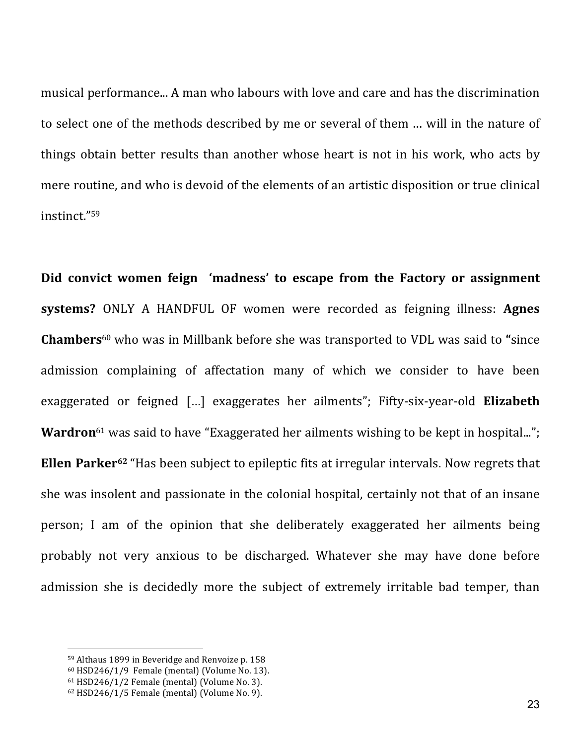musical performance... A man who labours with love and care and has the discrimination to select one of the methods described by me or several of them … will in the nature of things obtain better results than another whose heart is not in his work, who acts by mere routine, and who is devoid of the elements of an artistic disposition or true clinical instinct."[59]

**Did convict women feign 'madness' to escape from the Factory or assignment systems?** ONLY A HANDFUL OF women were recorded as feigning illness: **Agnes Chambers**[60] who was in Millbank before she was transported to VDL was said to **"**since admission complaining of affectation many of which we consider to have been exaggerated or feigned […] exaggerates her ailments"; Fifty-six-year-old **Elizabeth Wardron**[61] was said to have "Exaggerated her ailments wishing to be kept in hospital..."; **Ellen Parker**[62] "Has been subject to epileptic fits at irregular intervals. Now regrets that she was insolent and passionate in the colonial hospital, certainly not that of an insane person; I am of the opinion that she deliberately exaggerated her ailments being probably not very anxious to be discharged. Whatever she may have done before admission she is decidedly more the subject of extremely irritable bad temper, than

---

[59] Althaus 1899 in Beveridge and Renvoize p. 158

[60] HSD246/1/9 Female (mental) (Volume No. 13).

[61] HSD246/1/2 Female (mental) (Volume No. 3).

[62] HSD246/1/5 Female (mental) (Volume No. 9).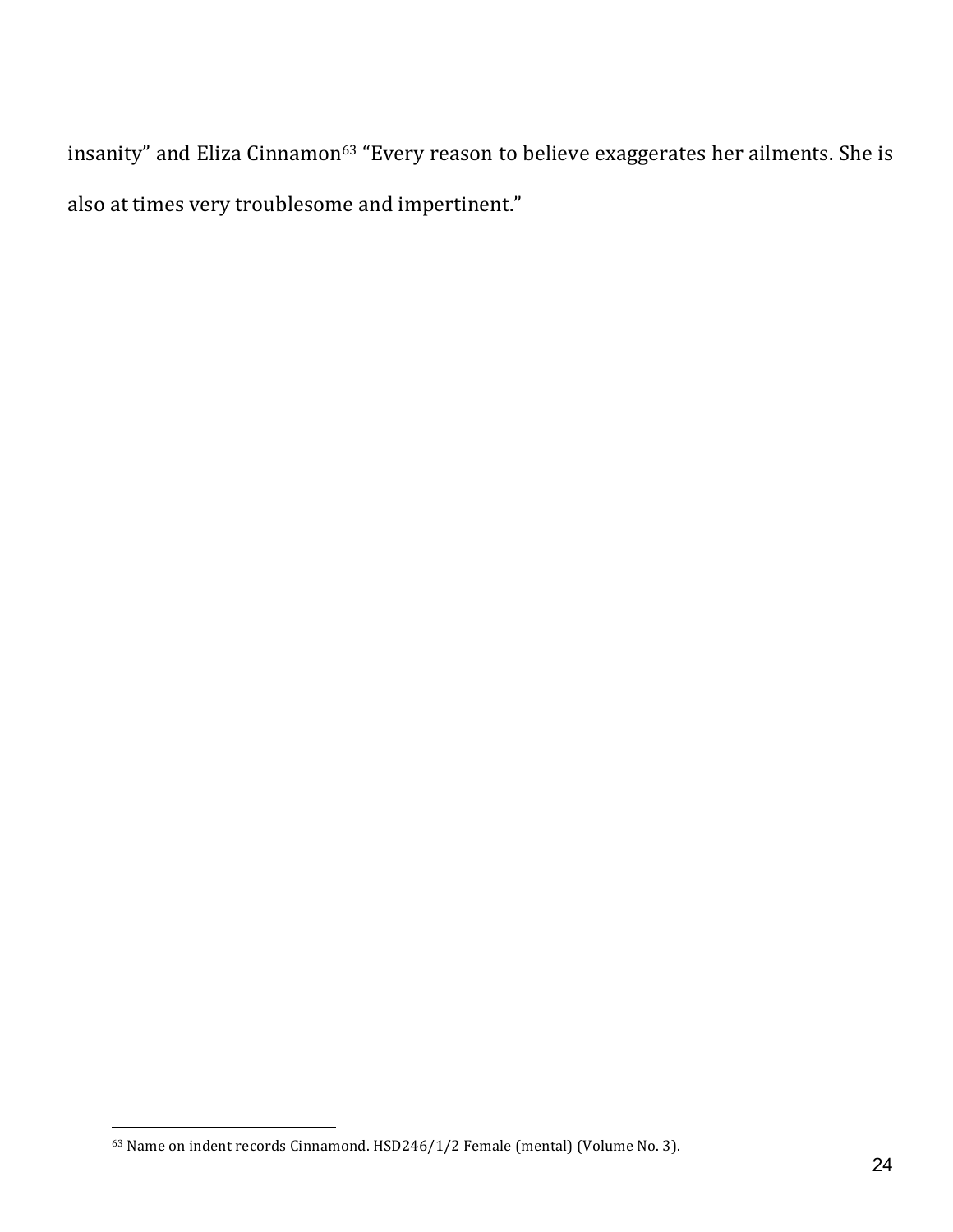insanity" and Eliza Cinnamon[63] "Every reason to believe exaggerates her ailments. She is also at times very troublesome and impertinent."

[63] Name on indent records Cinnamond. HSD246/1/2 Female (mental) (Volume No. 3).